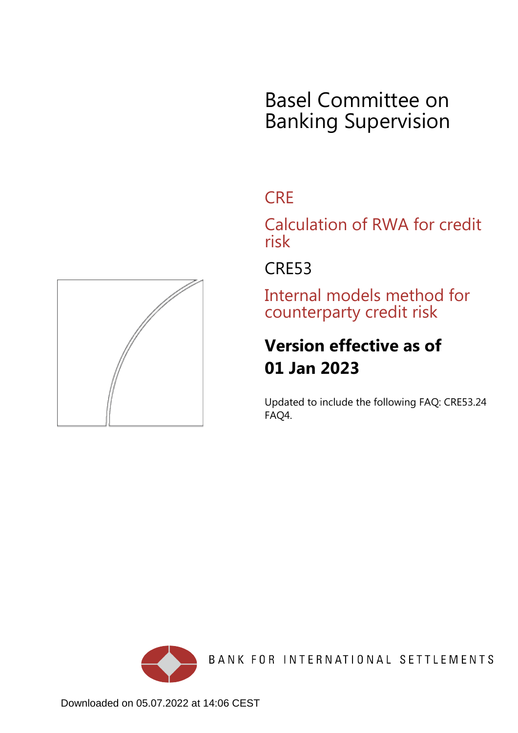# Basel Committee on Banking Supervision

## CRE

## Calculation of RWA for credit risk

## CRE53

## Internal models method for counterparty credit risk

**Version effective as of**
**01 Jan 2023**

Updated to include the following FAQ: CRE53.24 FAQ4.

BANK FOR INTERNATIONAL SETTLEMENTS

Downloaded on 05.07.2022 at 14:06 CEST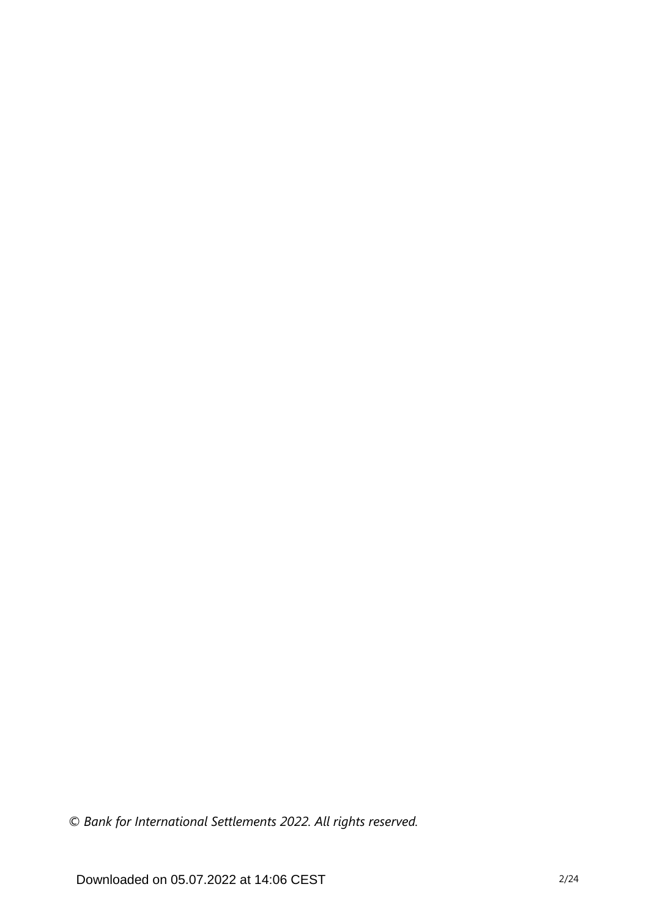*© Bank for International Settlements 2022. All rights reserved.*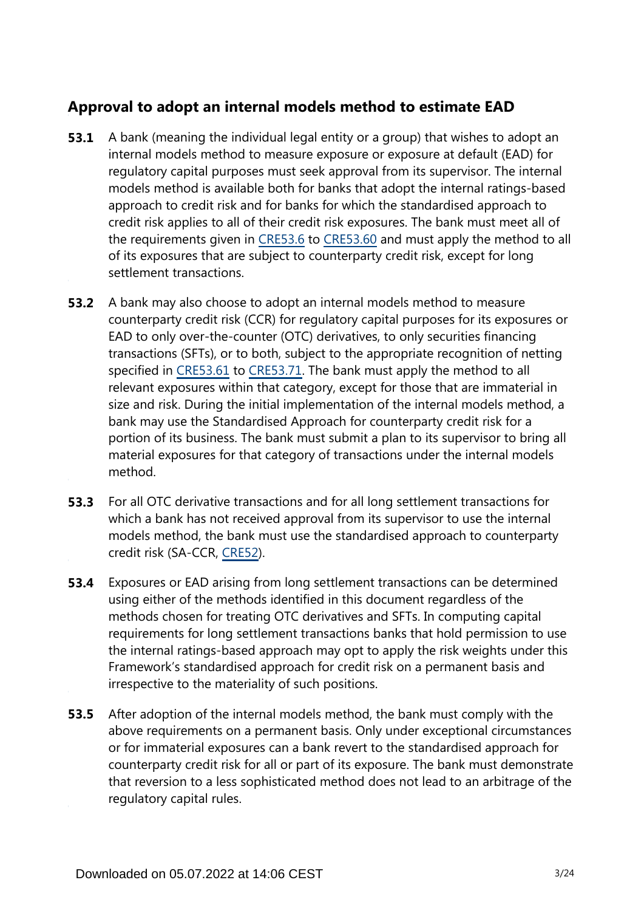## Approval to adopt an internal models method to estimate EAD

**53.1** A bank (meaning the individual legal entity or a group) that wishes to adopt an internal models method to measure exposure or exposure at default (EAD) for regulatory capital purposes must seek approval from its supervisor. The internal models method is available both for banks that adopt the internal ratings-based approach to credit risk and for banks for which the standardised approach to credit risk applies to all of their credit risk exposures. The bank must meet all of the requirements given in CRE53.6 to CRE53.60 and must apply the method to all of its exposures that are subject to counterparty credit risk, except for long settlement transactions.

**53.2** A bank may also choose to adopt an internal models method to measure counterparty credit risk (CCR) for regulatory capital purposes for its exposures or EAD to only over-the-counter (OTC) derivatives, to only securities financing transactions (SFTs), or to both, subject to the appropriate recognition of netting specified in CRE53.61 to CRE53.71. The bank must apply the method to all relevant exposures within that category, except for those that are immaterial in size and risk. During the initial implementation of the internal models method, a bank may use the Standardised Approach for counterparty credit risk for a portion of its business. The bank must submit a plan to its supervisor to bring all material exposures for that category of transactions under the internal models method.

**53.3** For all OTC derivative transactions and for all long settlement transactions for which a bank has not received approval from its supervisor to use the internal models method, the bank must use the standardised approach to counterparty credit risk (SA-CCR, CRE52).

**53.4** Exposures or EAD arising from long settlement transactions can be determined using either of the methods identified in this document regardless of the methods chosen for treating OTC derivatives and SFTs. In computing capital requirements for long settlement transactions banks that hold permission to use the internal ratings-based approach may opt to apply the risk weights under this Framework's standardised approach for credit risk on a permanent basis and irrespective to the materiality of such positions.

**53.5** After adoption of the internal models method, the bank must comply with the above requirements on a permanent basis. Only under exceptional circumstances or for immaterial exposures can a bank revert to the standardised approach for counterparty credit risk for all or part of its exposure. The bank must demonstrate that reversion to a less sophisticated method does not lead to an arbitrage of the regulatory capital rules.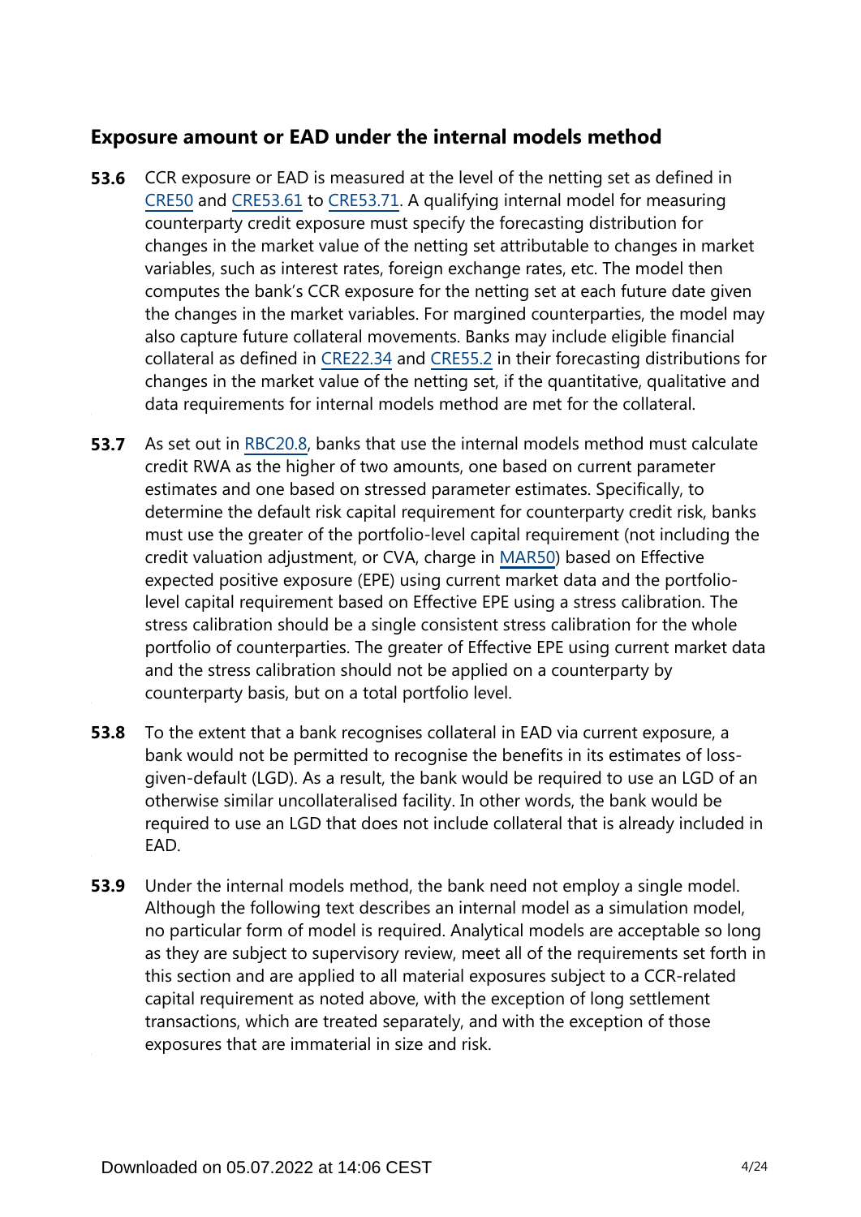## Exposure amount or EAD under the internal models method

**53.6** CCR exposure or EAD is measured at the level of the netting set as defined in CRE50 and CRE53.61 to CRE53.71. A qualifying internal model for measuring counterparty credit exposure must specify the forecasting distribution for changes in the market value of the netting set attributable to changes in market variables, such as interest rates, foreign exchange rates, etc. The model then computes the bank's CCR exposure for the netting set at each future date given the changes in the market variables. For margined counterparties, the model may also capture future collateral movements. Banks may include eligible financial collateral as defined in CRE22.34 and CRE55.2 in their forecasting distributions for changes in the market value of the netting set, if the quantitative, qualitative and data requirements for internal models method are met for the collateral.

**53.7** As set out in RBC20.8, banks that use the internal models method must calculate credit RWA as the higher of two amounts, one based on current parameter estimates and one based on stressed parameter estimates. Specifically, to determine the default risk capital requirement for counterparty credit risk, banks must use the greater of the portfolio-level capital requirement (not including the credit valuation adjustment, or CVA, charge in MAR50) based on Effective expected positive exposure (EPE) using current market data and the portfolio-level capital requirement based on Effective EPE using a stress calibration. The stress calibration should be a single consistent stress calibration for the whole portfolio of counterparties. The greater of Effective EPE using current market data and the stress calibration should not be applied on a counterparty by counterparty basis, but on a total portfolio level.

**53.8** To the extent that a bank recognises collateral in EAD via current exposure, a bank would not be permitted to recognise the benefits in its estimates of loss-given-default (LGD). As a result, the bank would be required to use an LGD of an otherwise similar uncollateralised facility. In other words, the bank would be required to use an LGD that does not include collateral that is already included in EAD.

**53.9** Under the internal models method, the bank need not employ a single model. Although the following text describes an internal model as a simulation model, no particular form of model is required. Analytical models are acceptable so long as they are subject to supervisory review, meet all of the requirements set forth in this section and are applied to all material exposures subject to a CCR-related capital requirement as noted above, with the exception of long settlement transactions, which are treated separately, and with the exception of those exposures that are immaterial in size and risk.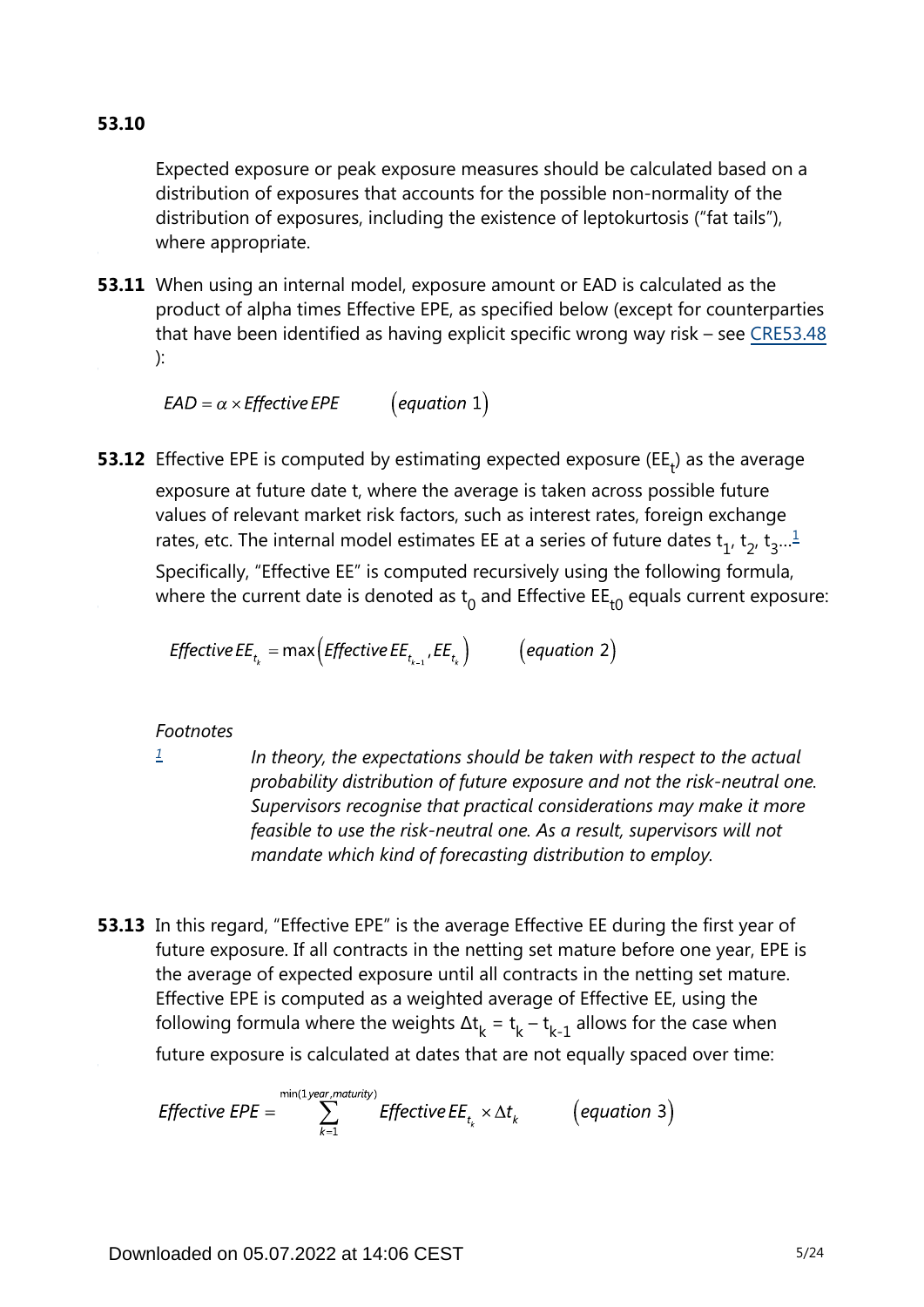**53.10** Expected exposure or peak exposure measures should be calculated based on a distribution of exposures that accounts for the possible non-normality of the distribution of exposures, including the existence of leptokurtosis ("fat tails"), where appropriate.

**53.11** When using an internal model, exposure amount or EAD is calculated as the product of alpha times Effective EPE, as specified below (except for counterparties that have been identified as having explicit specific wrong way risk – see CRE53.48):

$$EAD = \alpha \times Effective\, EPE \qquad (equation\ 1)$$

**53.12** Effective EPE is computed by estimating expected exposure ($EE_t$) as the average exposure at future date t, where the average is taken across possible future values of relevant market risk factors, such as interest rates, foreign exchange rates, etc. The internal model estimates EE at a series of future dates $t_1$, $t_2$, $t_3$...[1] Specifically, "Effective EE" is computed recursively using the following formula, where the current date is denoted as $t_0$ and Effective $EE_{t0}$ equals current exposure:

$$Effective\, EE_{t_k} = \max\left(Effective\, EE_{t_{k-1}}, EE_{t_k}\right) \qquad (equation\ 2)$$

*Footnotes*

[1] *In theory, the expectations should be taken with respect to the actual probability distribution of future exposure and not the risk-neutral one. Supervisors recognise that practical considerations may make it more feasible to use the risk-neutral one. As a result, supervisors will not mandate which kind of forecasting distribution to employ.*

**53.13** In this regard, "Effective EPE" is the average Effective EE during the first year of future exposure. If all contracts in the netting set mature before one year, EPE is the average of expected exposure until all contracts in the netting set mature. Effective EPE is computed as a weighted average of Effective EE, using the following formula where the weights $\Delta t_k = t_k - t_{k-1}$ allows for the case when future exposure is calculated at dates that are not equally spaced over time:

$$Effective\ EPE = \sum_{k=1}^{\min(1 year, maturity)} Effective\, EE_{t_k} \times \Delta t_k \qquad (equation\ 3)$$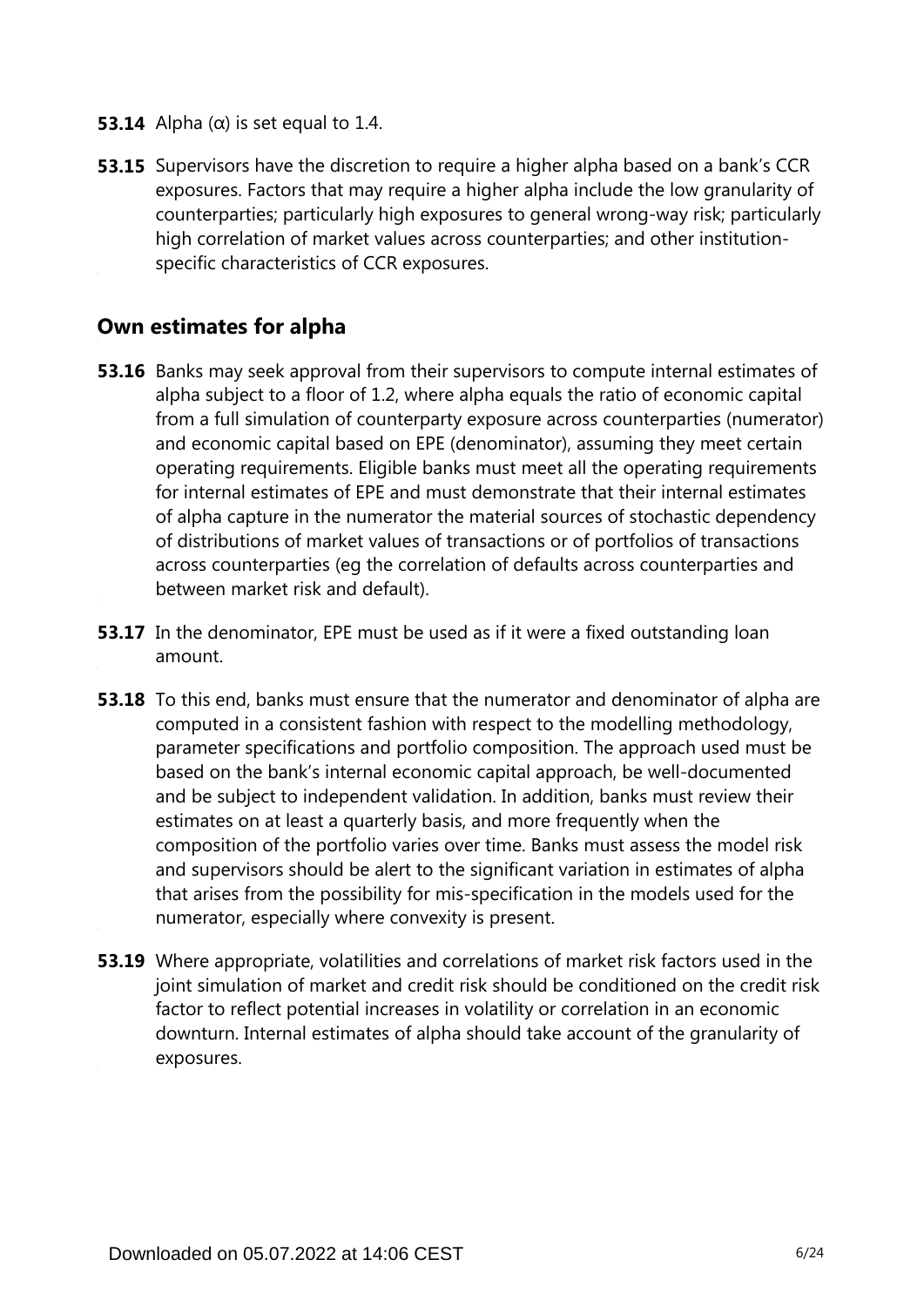**53.14** Alpha (α) is set equal to 1.4.

**53.15** Supervisors have the discretion to require a higher alpha based on a bank's CCR exposures. Factors that may require a higher alpha include the low granularity of counterparties; particularly high exposures to general wrong-way risk; particularly high correlation of market values across counterparties; and other institution-specific characteristics of CCR exposures.

## Own estimates for alpha

**53.16** Banks may seek approval from their supervisors to compute internal estimates of alpha subject to a floor of 1.2, where alpha equals the ratio of economic capital from a full simulation of counterparty exposure across counterparties (numerator) and economic capital based on EPE (denominator), assuming they meet certain operating requirements. Eligible banks must meet all the operating requirements for internal estimates of EPE and must demonstrate that their internal estimates of alpha capture in the numerator the material sources of stochastic dependency of distributions of market values of transactions or of portfolios of transactions across counterparties (eg the correlation of defaults across counterparties and between market risk and default).

**53.17** In the denominator, EPE must be used as if it were a fixed outstanding loan amount.

**53.18** To this end, banks must ensure that the numerator and denominator of alpha are computed in a consistent fashion with respect to the modelling methodology, parameter specifications and portfolio composition. The approach used must be based on the bank's internal economic capital approach, be well-documented and be subject to independent validation. In addition, banks must review their estimates on at least a quarterly basis, and more frequently when the composition of the portfolio varies over time. Banks must assess the model risk and supervisors should be alert to the significant variation in estimates of alpha that arises from the possibility for mis-specification in the models used for the numerator, especially where convexity is present.

**53.19** Where appropriate, volatilities and correlations of market risk factors used in the joint simulation of market and credit risk should be conditioned on the credit risk factor to reflect potential increases in volatility or correlation in an economic downturn. Internal estimates of alpha should take account of the granularity of exposures.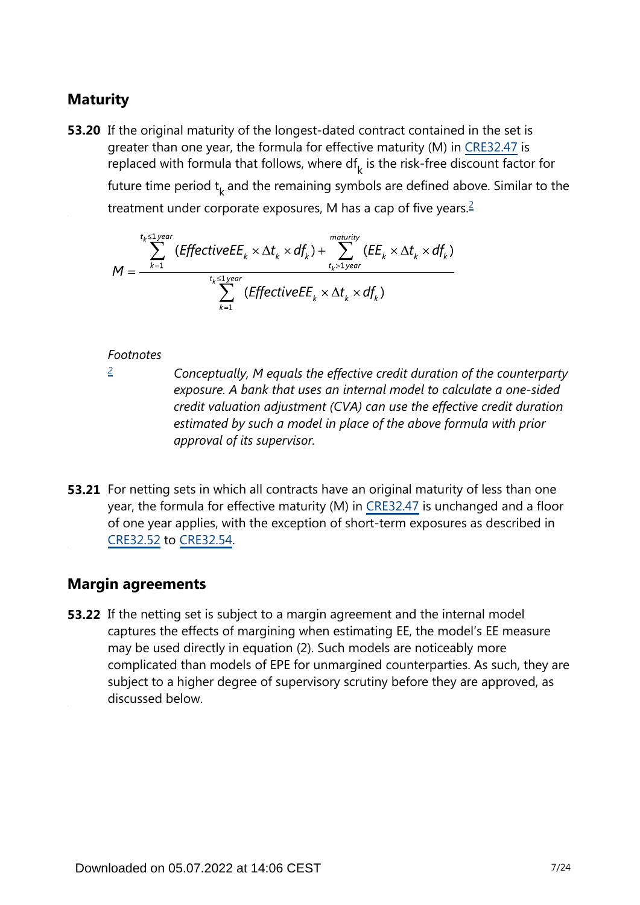## Maturity

**53.20** If the original maturity of the longest-dated contract contained in the set is greater than one year, the formula for effective maturity (M) in CRE32.47 is replaced with formula that follows, where $df_k$ is the risk-free discount factor for future time period $t_k$ and the remaining symbols are defined above. Similar to the treatment under corporate exposures, M has a cap of five years.[2]

$$M = \frac{\sum_{k=1}^{t_k \leq 1\,year} (EffectiveEE_k \times \Delta t_k \times df_k) + \sum_{t_k > 1\,year}^{maturity} (EE_k \times \Delta t_k \times df_k)}{\sum_{k=1}^{t_k \leq 1\,year} (EffectiveEE_k \times \Delta t_k \times df_k)}$$

*Footnotes*

[2] *Conceptually, M equals the effective credit duration of the counterparty exposure. A bank that uses an internal model to calculate a one-sided credit valuation adjustment (CVA) can use the effective credit duration estimated by such a model in place of the above formula with prior approval of its supervisor.*

**53.21** For netting sets in which all contracts have an original maturity of less than one year, the formula for effective maturity (M) in CRE32.47 is unchanged and a floor of one year applies, with the exception of short-term exposures as described in CRE32.52 to CRE32.54.

## Margin agreements

**53.22** If the netting set is subject to a margin agreement and the internal model captures the effects of margining when estimating EE, the model's EE measure may be used directly in equation (2). Such models are noticeably more complicated than models of EPE for unmargined counterparties. As such, they are subject to a higher degree of supervisory scrutiny before they are approved, as discussed below.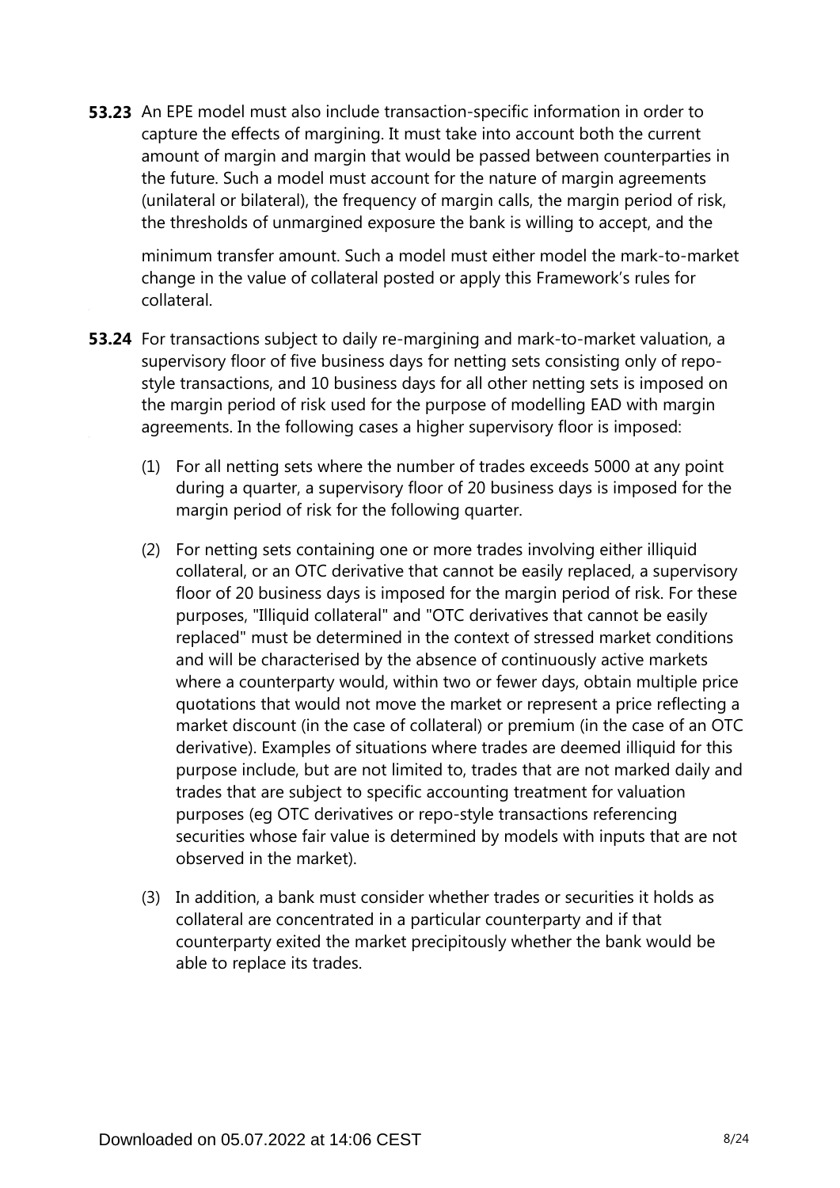**53.23** An EPE model must also include transaction-specific information in order to capture the effects of margining. It must take into account both the current amount of margin and margin that would be passed between counterparties in the future. Such a model must account for the nature of margin agreements (unilateral or bilateral), the frequency of margin calls, the margin period of risk, the thresholds of unmargined exposure the bank is willing to accept, and the minimum transfer amount. Such a model must either model the mark-to-market change in the value of collateral posted or apply this Framework's rules for collateral.

**53.24** For transactions subject to daily re-margining and mark-to-market valuation, a supervisory floor of five business days for netting sets consisting only of repo-style transactions, and 10 business days for all other netting sets is imposed on the margin period of risk used for the purpose of modelling EAD with margin agreements. In the following cases a higher supervisory floor is imposed:

(1) For all netting sets where the number of trades exceeds 5000 at any point during a quarter, a supervisory floor of 20 business days is imposed for the margin period of risk for the following quarter.

(2) For netting sets containing one or more trades involving either illiquid collateral, or an OTC derivative that cannot be easily replaced, a supervisory floor of 20 business days is imposed for the margin period of risk. For these purposes, "Illiquid collateral" and "OTC derivatives that cannot be easily replaced" must be determined in the context of stressed market conditions and will be characterised by the absence of continuously active markets where a counterparty would, within two or fewer days, obtain multiple price quotations that would not move the market or represent a price reflecting a market discount (in the case of collateral) or premium (in the case of an OTC derivative). Examples of situations where trades are deemed illiquid for this purpose include, but are not limited to, trades that are not marked daily and trades that are subject to specific accounting treatment for valuation purposes (eg OTC derivatives or repo-style transactions referencing securities whose fair value is determined by models with inputs that are not observed in the market).

(3) In addition, a bank must consider whether trades or securities it holds as collateral are concentrated in a particular counterparty and if that counterparty exited the market precipitously whether the bank would be able to replace its trades.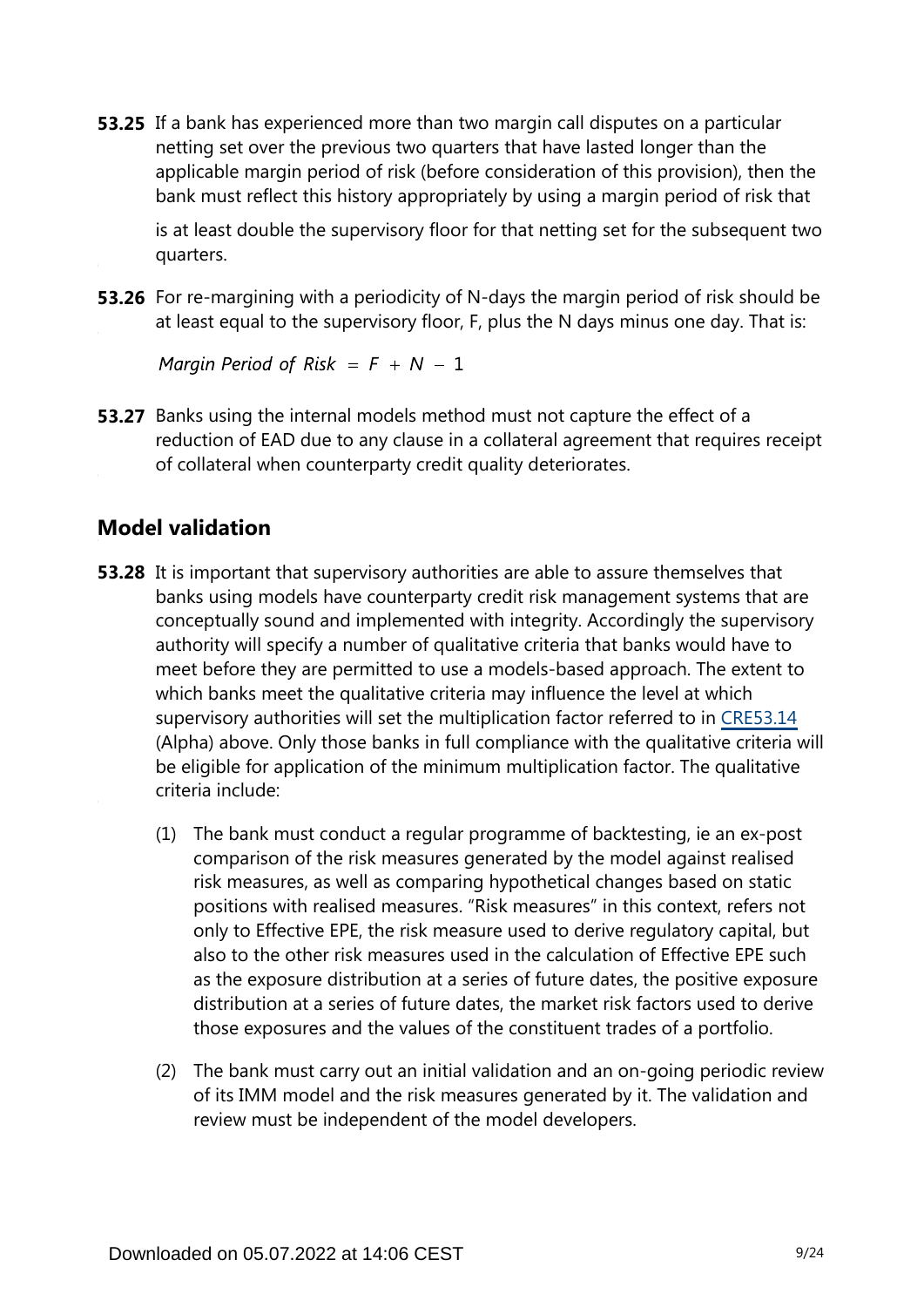**53.25** If a bank has experienced more than two margin call disputes on a particular netting set over the previous two quarters that have lasted longer than the applicable margin period of risk (before consideration of this provision), then the bank must reflect this history appropriately by using a margin period of risk that is at least double the supervisory floor for that netting set for the subsequent two quarters.

**53.26** For re-margining with a periodicity of N-days the margin period of risk should be at least equal to the supervisory floor, F, plus the N days minus one day. That is:

$$Margin\ Period\ of\ Risk\ = F + N - 1$$

**53.27** Banks using the internal models method must not capture the effect of a reduction of EAD due to any clause in a collateral agreement that requires receipt of collateral when counterparty credit quality deteriorates.

## Model validation

**53.28** It is important that supervisory authorities are able to assure themselves that banks using models have counterparty credit risk management systems that are conceptually sound and implemented with integrity. Accordingly the supervisory authority will specify a number of qualitative criteria that banks would have to meet before they are permitted to use a models-based approach. The extent to which banks meet the qualitative criteria may influence the level at which supervisory authorities will set the multiplication factor referred to in CRE53.14 (Alpha) above. Only those banks in full compliance with the qualitative criteria will be eligible for application of the minimum multiplication factor. The qualitative criteria include:

(1) The bank must conduct a regular programme of backtesting, ie an ex-post comparison of the risk measures generated by the model against realised risk measures, as well as comparing hypothetical changes based on static positions with realised measures. "Risk measures" in this context, refers not only to Effective EPE, the risk measure used to derive regulatory capital, but also to the other risk measures used in the calculation of Effective EPE such as the exposure distribution at a series of future dates, the positive exposure distribution at a series of future dates, the market risk factors used to derive those exposures and the values of the constituent trades of a portfolio.

(2) The bank must carry out an initial validation and an on-going periodic review of its IMM model and the risk measures generated by it. The validation and review must be independent of the model developers.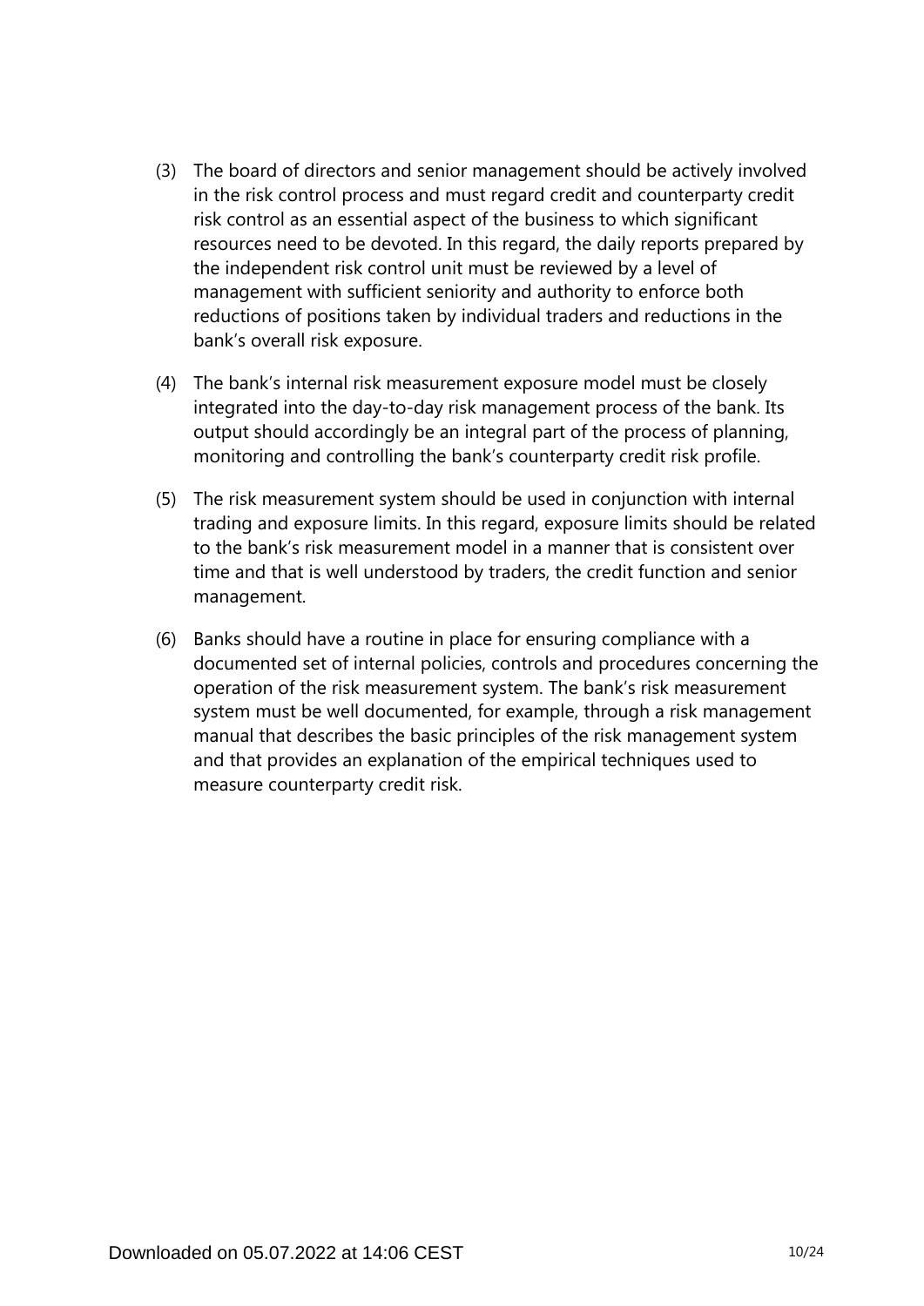(3) The board of directors and senior management should be actively involved in the risk control process and must regard credit and counterparty credit risk control as an essential aspect of the business to which significant resources need to be devoted. In this regard, the daily reports prepared by the independent risk control unit must be reviewed by a level of management with sufficient seniority and authority to enforce both reductions of positions taken by individual traders and reductions in the bank's overall risk exposure.

(4) The bank's internal risk measurement exposure model must be closely integrated into the day-to-day risk management process of the bank. Its output should accordingly be an integral part of the process of planning, monitoring and controlling the bank's counterparty credit risk profile.

(5) The risk measurement system should be used in conjunction with internal trading and exposure limits. In this regard, exposure limits should be related to the bank's risk measurement model in a manner that is consistent over time and that is well understood by traders, the credit function and senior management.

(6) Banks should have a routine in place for ensuring compliance with a documented set of internal policies, controls and procedures concerning the operation of the risk measurement system. The bank's risk measurement system must be well documented, for example, through a risk management manual that describes the basic principles of the risk management system and that provides an explanation of the empirical techniques used to measure counterparty credit risk.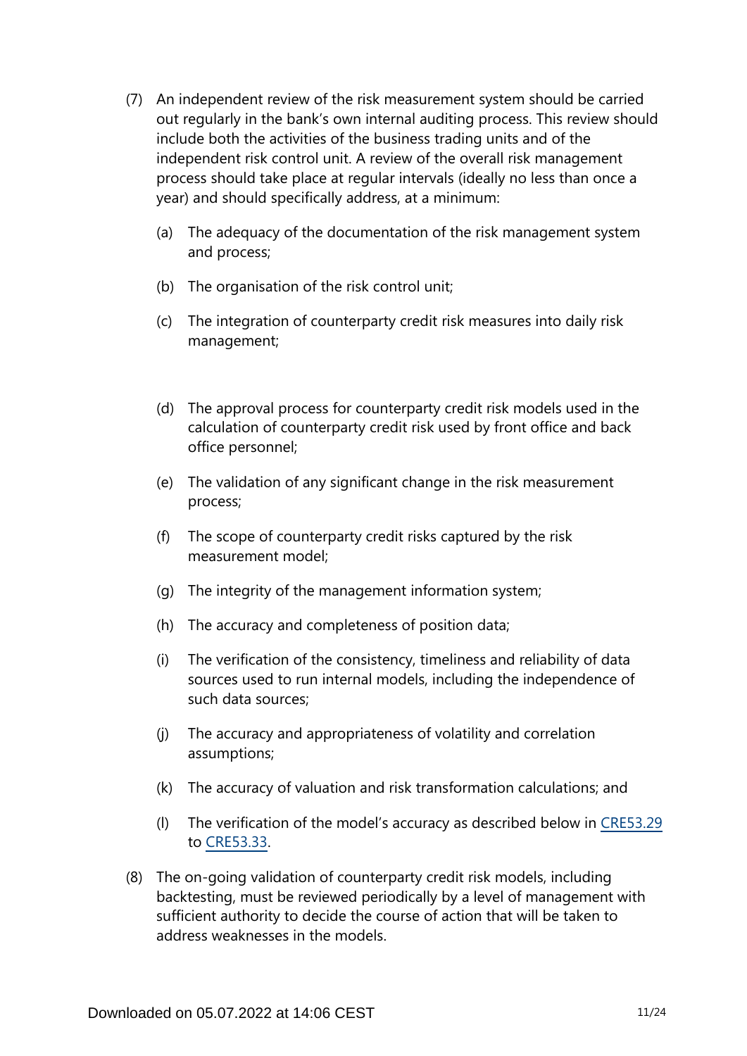(7) An independent review of the risk measurement system should be carried out regularly in the bank's own internal auditing process. This review should include both the activities of the business trading units and of the independent risk control unit. A review of the overall risk management process should take place at regular intervals (ideally no less than once a year) and should specifically address, at a minimum:

   (a) The adequacy of the documentation of the risk management system and process;

   (b) The organisation of the risk control unit;

   (c) The integration of counterparty credit risk measures into daily risk management;

   (d) The approval process for counterparty credit risk models used in the calculation of counterparty credit risk used by front office and back office personnel;

   (e) The validation of any significant change in the risk measurement process;

   (f) The scope of counterparty credit risks captured by the risk measurement model;

   (g) The integrity of the management information system;

   (h) The accuracy and completeness of position data;

   (i) The verification of the consistency, timeliness and reliability of data sources used to run internal models, including the independence of such data sources;

   (j) The accuracy and appropriateness of volatility and correlation assumptions;

   (k) The accuracy of valuation and risk transformation calculations; and

   (l) The verification of the model's accuracy as described below in CRE53.29 to CRE53.33.

(8) The on-going validation of counterparty credit risk models, including backtesting, must be reviewed periodically by a level of management with sufficient authority to decide the course of action that will be taken to address weaknesses in the models.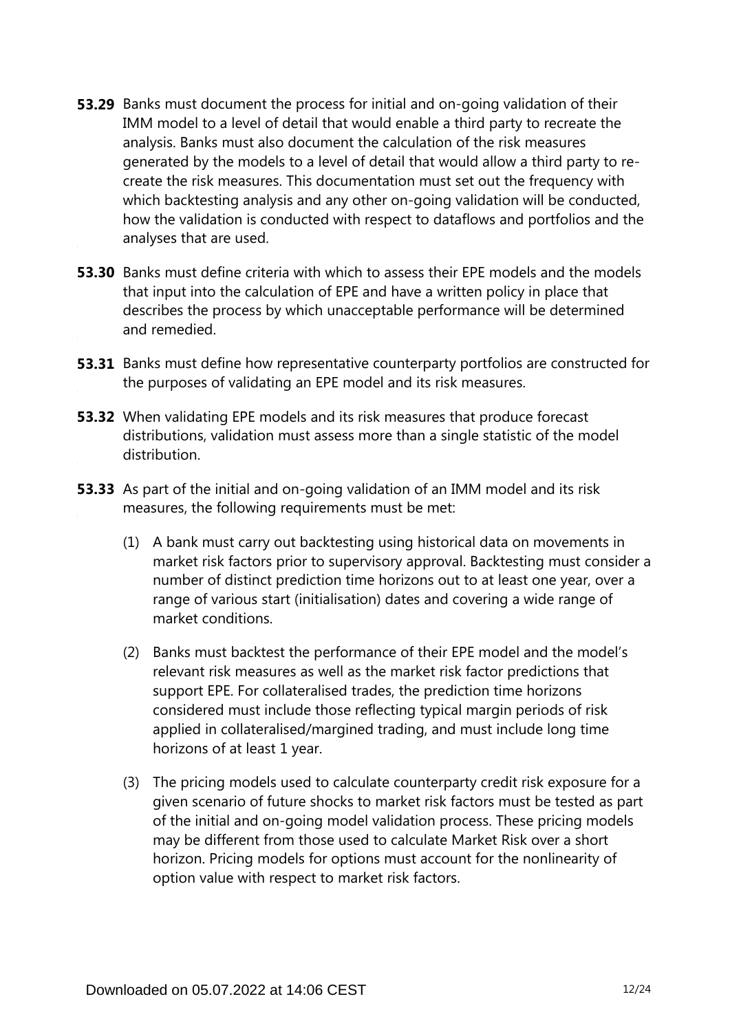**53.29** Banks must document the process for initial and on-going validation of their IMM model to a level of detail that would enable a third party to recreate the analysis. Banks must also document the calculation of the risk measures generated by the models to a level of detail that would allow a third party to re-create the risk measures. This documentation must set out the frequency with which backtesting analysis and any other on-going validation will be conducted, how the validation is conducted with respect to dataflows and portfolios and the analyses that are used.

**53.30** Banks must define criteria with which to assess their EPE models and the models that input into the calculation of EPE and have a written policy in place that describes the process by which unacceptable performance will be determined and remedied.

**53.31** Banks must define how representative counterparty portfolios are constructed for the purposes of validating an EPE model and its risk measures.

**53.32** When validating EPE models and its risk measures that produce forecast distributions, validation must assess more than a single statistic of the model distribution.

**53.33** As part of the initial and on-going validation of an IMM model and its risk measures, the following requirements must be met:

(1) A bank must carry out backtesting using historical data on movements in market risk factors prior to supervisory approval. Backtesting must consider a number of distinct prediction time horizons out to at least one year, over a range of various start (initialisation) dates and covering a wide range of market conditions.

(2) Banks must backtest the performance of their EPE model and the model's relevant risk measures as well as the market risk factor predictions that support EPE. For collateralised trades, the prediction time horizons considered must include those reflecting typical margin periods of risk applied in collateralised/margined trading, and must include long time horizons of at least 1 year.

(3) The pricing models used to calculate counterparty credit risk exposure for a given scenario of future shocks to market risk factors must be tested as part of the initial and on-going model validation process. These pricing models may be different from those used to calculate Market Risk over a short horizon. Pricing models for options must account for the nonlinearity of option value with respect to market risk factors.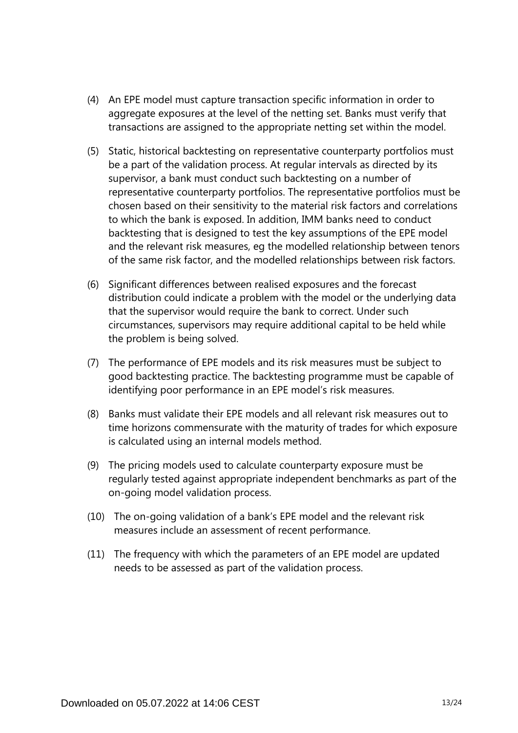(4) An EPE model must capture transaction specific information in order to aggregate exposures at the level of the netting set. Banks must verify that transactions are assigned to the appropriate netting set within the model.

(5) Static, historical backtesting on representative counterparty portfolios must be a part of the validation process. At regular intervals as directed by its supervisor, a bank must conduct such backtesting on a number of representative counterparty portfolios. The representative portfolios must be chosen based on their sensitivity to the material risk factors and correlations to which the bank is exposed. In addition, IMM banks need to conduct backtesting that is designed to test the key assumptions of the EPE model and the relevant risk measures, eg the modelled relationship between tenors of the same risk factor, and the modelled relationships between risk factors.

(6) Significant differences between realised exposures and the forecast distribution could indicate a problem with the model or the underlying data that the supervisor would require the bank to correct. Under such circumstances, supervisors may require additional capital to be held while the problem is being solved.

(7) The performance of EPE models and its risk measures must be subject to good backtesting practice. The backtesting programme must be capable of identifying poor performance in an EPE model's risk measures.

(8) Banks must validate their EPE models and all relevant risk measures out to time horizons commensurate with the maturity of trades for which exposure is calculated using an internal models method.

(9) The pricing models used to calculate counterparty exposure must be regularly tested against appropriate independent benchmarks as part of the on-going model validation process.

(10) The on-going validation of a bank's EPE model and the relevant risk measures include an assessment of recent performance.

(11) The frequency with which the parameters of an EPE model are updated needs to be assessed as part of the validation process.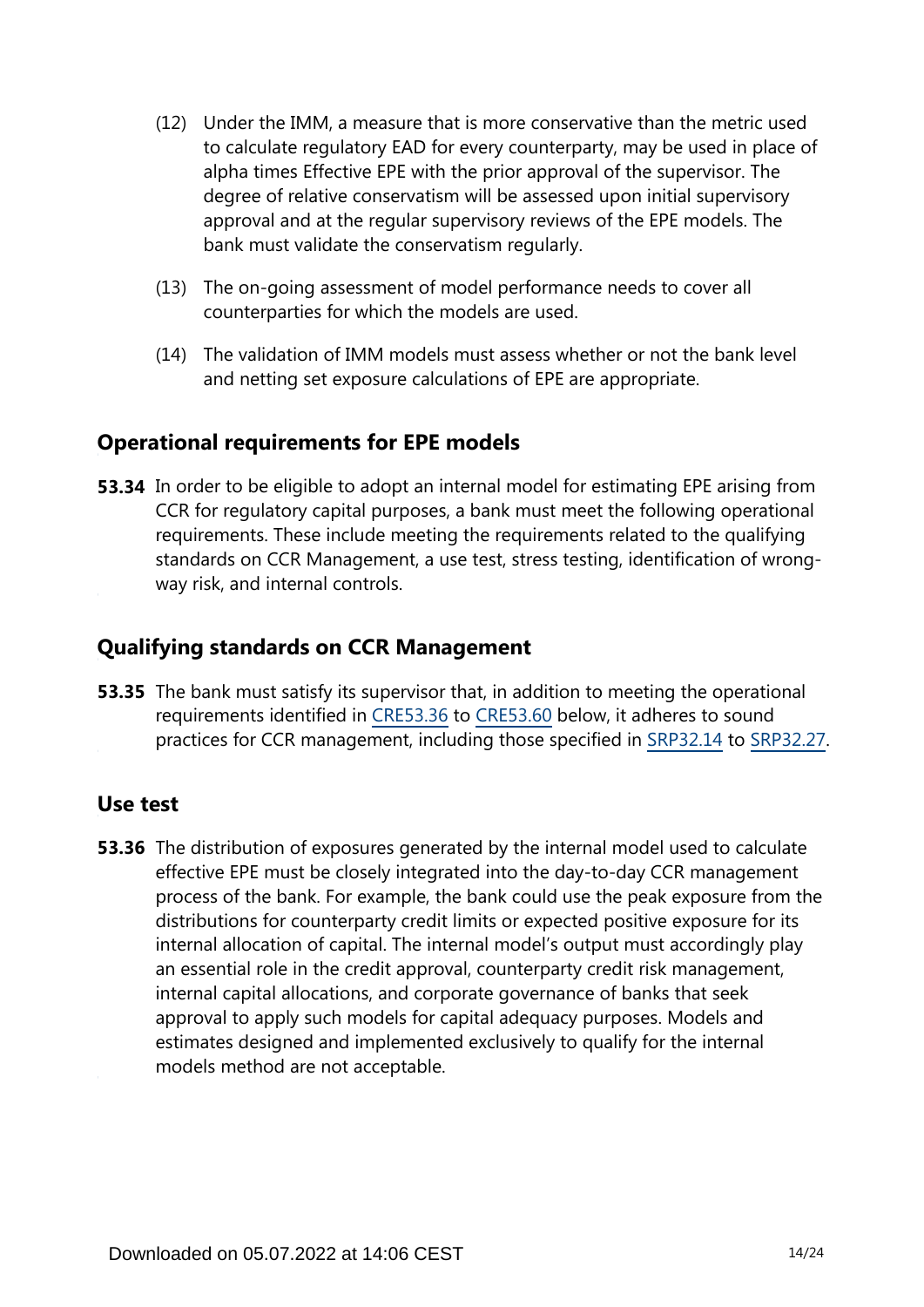(12) Under the IMM, a measure that is more conservative than the metric used to calculate regulatory EAD for every counterparty, may be used in place of alpha times Effective EPE with the prior approval of the supervisor. The degree of relative conservatism will be assessed upon initial supervisory approval and at the regular supervisory reviews of the EPE models. The bank must validate the conservatism regularly.

(13) The on-going assessment of model performance needs to cover all counterparties for which the models are used.

(14) The validation of IMM models must assess whether or not the bank level and netting set exposure calculations of EPE are appropriate.

## Operational requirements for EPE models

**53.34** In order to be eligible to adopt an internal model for estimating EPE arising from CCR for regulatory capital purposes, a bank must meet the following operational requirements. These include meeting the requirements related to the qualifying standards on CCR Management, a use test, stress testing, identification of wrong-way risk, and internal controls.

## Qualifying standards on CCR Management

**53.35** The bank must satisfy its supervisor that, in addition to meeting the operational requirements identified in CRE53.36 to CRE53.60 below, it adheres to sound practices for CCR management, including those specified in SRP32.14 to SRP32.27.

## Use test

**53.36** The distribution of exposures generated by the internal model used to calculate effective EPE must be closely integrated into the day-to-day CCR management process of the bank. For example, the bank could use the peak exposure from the distributions for counterparty credit limits or expected positive exposure for its internal allocation of capital. The internal model's output must accordingly play an essential role in the credit approval, counterparty credit risk management, internal capital allocations, and corporate governance of banks that seek approval to apply such models for capital adequacy purposes. Models and estimates designed and implemented exclusively to qualify for the internal models method are not acceptable.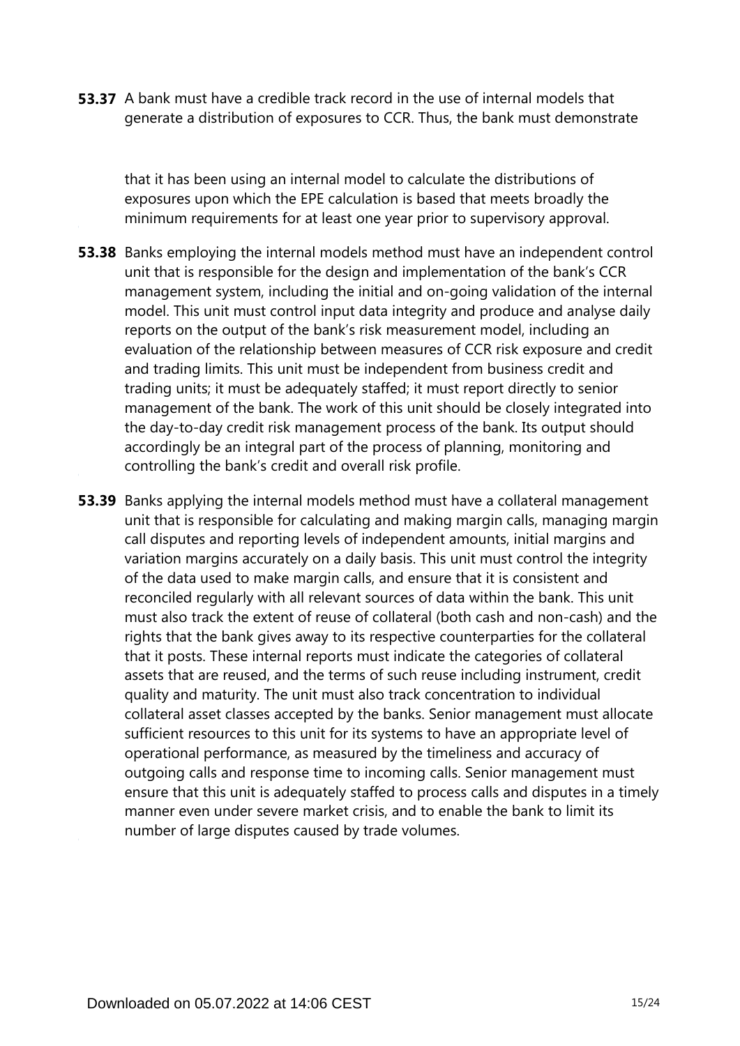**53.37** A bank must have a credible track record in the use of internal models that generate a distribution of exposures to CCR. Thus, the bank must demonstrate that it has been using an internal model to calculate the distributions of exposures upon which the EPE calculation is based that meets broadly the minimum requirements for at least one year prior to supervisory approval.

**53.38** Banks employing the internal models method must have an independent control unit that is responsible for the design and implementation of the bank's CCR management system, including the initial and on-going validation of the internal model. This unit must control input data integrity and produce and analyse daily reports on the output of the bank's risk measurement model, including an evaluation of the relationship between measures of CCR risk exposure and credit and trading limits. This unit must be independent from business credit and trading units; it must be adequately staffed; it must report directly to senior management of the bank. The work of this unit should be closely integrated into the day-to-day credit risk management process of the bank. Its output should accordingly be an integral part of the process of planning, monitoring and controlling the bank's credit and overall risk profile.

**53.39** Banks applying the internal models method must have a collateral management unit that is responsible for calculating and making margin calls, managing margin call disputes and reporting levels of independent amounts, initial margins and variation margins accurately on a daily basis. This unit must control the integrity of the data used to make margin calls, and ensure that it is consistent and reconciled regularly with all relevant sources of data within the bank. This unit must also track the extent of reuse of collateral (both cash and non-cash) and the rights that the bank gives away to its respective counterparties for the collateral that it posts. These internal reports must indicate the categories of collateral assets that are reused, and the terms of such reuse including instrument, credit quality and maturity. The unit must also track concentration to individual collateral asset classes accepted by the banks. Senior management must allocate sufficient resources to this unit for its systems to have an appropriate level of operational performance, as measured by the timeliness and accuracy of outgoing calls and response time to incoming calls. Senior management must ensure that this unit is adequately staffed to process calls and disputes in a timely manner even under severe market crisis, and to enable the bank to limit its number of large disputes caused by trade volumes.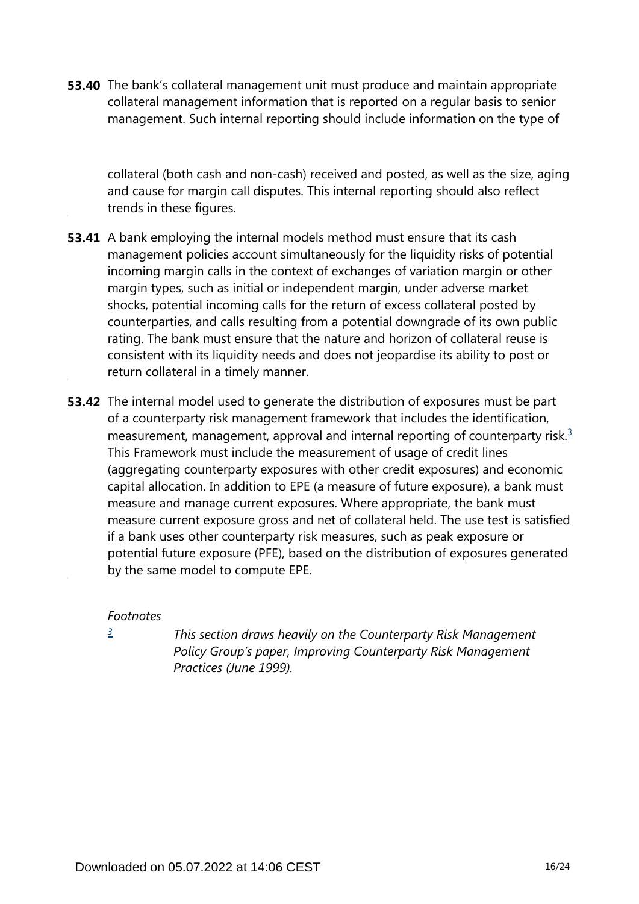**53.40** The bank's collateral management unit must produce and maintain appropriate collateral management information that is reported on a regular basis to senior management. Such internal reporting should include information on the type of collateral (both cash and non-cash) received and posted, as well as the size, aging and cause for margin call disputes. This internal reporting should also reflect trends in these figures.

**53.41** A bank employing the internal models method must ensure that its cash management policies account simultaneously for the liquidity risks of potential incoming margin calls in the context of exchanges of variation margin or other margin types, such as initial or independent margin, under adverse market shocks, potential incoming calls for the return of excess collateral posted by counterparties, and calls resulting from a potential downgrade of its own public rating. The bank must ensure that the nature and horizon of collateral reuse is consistent with its liquidity needs and does not jeopardise its ability to post or return collateral in a timely manner.

**53.42** The internal model used to generate the distribution of exposures must be part of a counterparty risk management framework that includes the identification, measurement, management, approval and internal reporting of counterparty risk.[3] This Framework must include the measurement of usage of credit lines (aggregating counterparty exposures with other credit exposures) and economic capital allocation. In addition to EPE (a measure of future exposure), a bank must measure and manage current exposures. Where appropriate, the bank must measure current exposure gross and net of collateral held. The use test is satisfied if a bank uses other counterparty risk measures, such as peak exposure or potential future exposure (PFE), based on the distribution of exposures generated by the same model to compute EPE.

*Footnotes*

[3] *This section draws heavily on the Counterparty Risk Management Policy Group's paper, Improving Counterparty Risk Management Practices (June 1999).*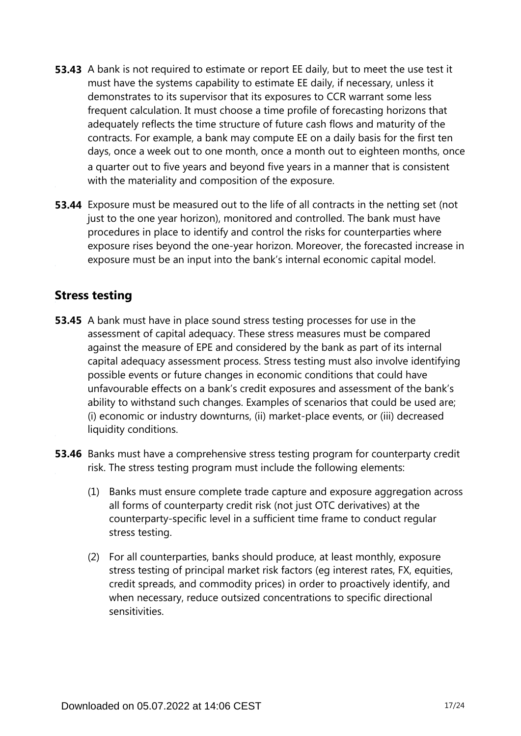**53.43** A bank is not required to estimate or report EE daily, but to meet the use test it must have the systems capability to estimate EE daily, if necessary, unless it demonstrates to its supervisor that its exposures to CCR warrant some less frequent calculation. It must choose a time profile of forecasting horizons that adequately reflects the time structure of future cash flows and maturity of the contracts. For example, a bank may compute EE on a daily basis for the first ten days, once a week out to one month, once a month out to eighteen months, once a quarter out to five years and beyond five years in a manner that is consistent with the materiality and composition of the exposure.

**53.44** Exposure must be measured out to the life of all contracts in the netting set (not just to the one year horizon), monitored and controlled. The bank must have procedures in place to identify and control the risks for counterparties where exposure rises beyond the one-year horizon. Moreover, the forecasted increase in exposure must be an input into the bank's internal economic capital model.

## Stress testing

**53.45** A bank must have in place sound stress testing processes for use in the assessment of capital adequacy. These stress measures must be compared against the measure of EPE and considered by the bank as part of its internal capital adequacy assessment process. Stress testing must also involve identifying possible events or future changes in economic conditions that could have unfavourable effects on a bank's credit exposures and assessment of the bank's ability to withstand such changes. Examples of scenarios that could be used are; (i) economic or industry downturns, (ii) market-place events, or (iii) decreased liquidity conditions.

**53.46** Banks must have a comprehensive stress testing program for counterparty credit risk. The stress testing program must include the following elements:

(1) Banks must ensure complete trade capture and exposure aggregation across all forms of counterparty credit risk (not just OTC derivatives) at the counterparty-specific level in a sufficient time frame to conduct regular stress testing.

(2) For all counterparties, banks should produce, at least monthly, exposure stress testing of principal market risk factors (eg interest rates, FX, equities, credit spreads, and commodity prices) in order to proactively identify, and when necessary, reduce outsized concentrations to specific directional sensitivities.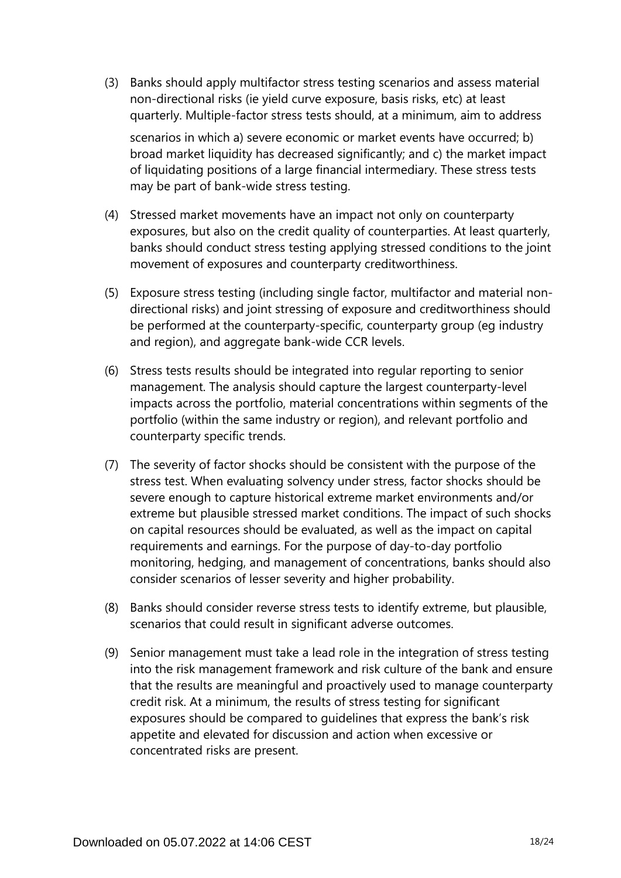(3) Banks should apply multifactor stress testing scenarios and assess material non-directional risks (ie yield curve exposure, basis risks, etc) at least quarterly. Multiple-factor stress tests should, at a minimum, aim to address scenarios in which a) severe economic or market events have occurred; b) broad market liquidity has decreased significantly; and c) the market impact of liquidating positions of a large financial intermediary. These stress tests may be part of bank-wide stress testing.

(4) Stressed market movements have an impact not only on counterparty exposures, but also on the credit quality of counterparties. At least quarterly, banks should conduct stress testing applying stressed conditions to the joint movement of exposures and counterparty creditworthiness.

(5) Exposure stress testing (including single factor, multifactor and material non-directional risks) and joint stressing of exposure and creditworthiness should be performed at the counterparty-specific, counterparty group (eg industry and region), and aggregate bank-wide CCR levels.

(6) Stress tests results should be integrated into regular reporting to senior management. The analysis should capture the largest counterparty-level impacts across the portfolio, material concentrations within segments of the portfolio (within the same industry or region), and relevant portfolio and counterparty specific trends.

(7) The severity of factor shocks should be consistent with the purpose of the stress test. When evaluating solvency under stress, factor shocks should be severe enough to capture historical extreme market environments and/or extreme but plausible stressed market conditions. The impact of such shocks on capital resources should be evaluated, as well as the impact on capital requirements and earnings. For the purpose of day-to-day portfolio monitoring, hedging, and management of concentrations, banks should also consider scenarios of lesser severity and higher probability.

(8) Banks should consider reverse stress tests to identify extreme, but plausible, scenarios that could result in significant adverse outcomes.

(9) Senior management must take a lead role in the integration of stress testing into the risk management framework and risk culture of the bank and ensure that the results are meaningful and proactively used to manage counterparty credit risk. At a minimum, the results of stress testing for significant exposures should be compared to guidelines that express the bank's risk appetite and elevated for discussion and action when excessive or concentrated risks are present.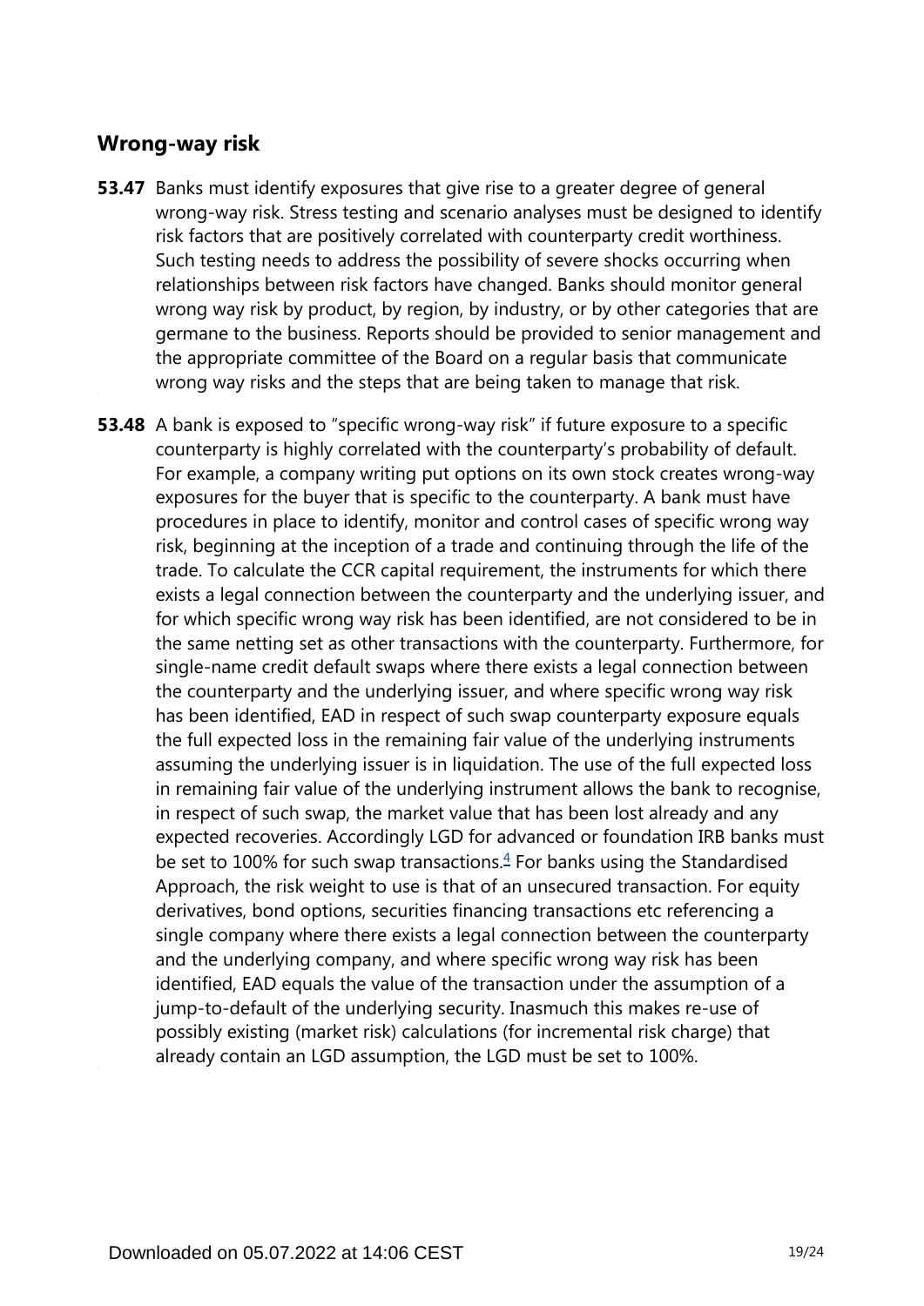## Wrong-way risk

**53.47** Banks must identify exposures that give rise to a greater degree of general wrong-way risk. Stress testing and scenario analyses must be designed to identify risk factors that are positively correlated with counterparty credit worthiness. Such testing needs to address the possibility of severe shocks occurring when relationships between risk factors have changed. Banks should monitor general wrong way risk by product, by region, by industry, or by other categories that are germane to the business. Reports should be provided to senior management and the appropriate committee of the Board on a regular basis that communicate wrong way risks and the steps that are being taken to manage that risk.

**53.48** A bank is exposed to "specific wrong-way risk" if future exposure to a specific counterparty is highly correlated with the counterparty's probability of default. For example, a company writing put options on its own stock creates wrong-way exposures for the buyer that is specific to the counterparty. A bank must have procedures in place to identify, monitor and control cases of specific wrong way risk, beginning at the inception of a trade and continuing through the life of the trade. To calculate the CCR capital requirement, the instruments for which there exists a legal connection between the counterparty and the underlying issuer, and for which specific wrong way risk has been identified, are not considered to be in the same netting set as other transactions with the counterparty. Furthermore, for single-name credit default swaps where there exists a legal connection between the counterparty and the underlying issuer, and where specific wrong way risk has been identified, EAD in respect of such swap counterparty exposure equals the full expected loss in the remaining fair value of the underlying instruments assuming the underlying issuer is in liquidation. The use of the full expected loss in remaining fair value of the underlying instrument allows the bank to recognise, in respect of such swap, the market value that has been lost already and any expected recoveries. Accordingly LGD for advanced or foundation IRB banks must be set to 100% for such swap transactions.[4] For banks using the Standardised Approach, the risk weight to use is that of an unsecured transaction. For equity derivatives, bond options, securities financing transactions etc referencing a single company where there exists a legal connection between the counterparty and the underlying company, and where specific wrong way risk has been identified, EAD equals the value of the transaction under the assumption of a jump-to-default of the underlying security. Inasmuch this makes re-use of possibly existing (market risk) calculations (for incremental risk charge) that already contain an LGD assumption, the LGD must be set to 100%.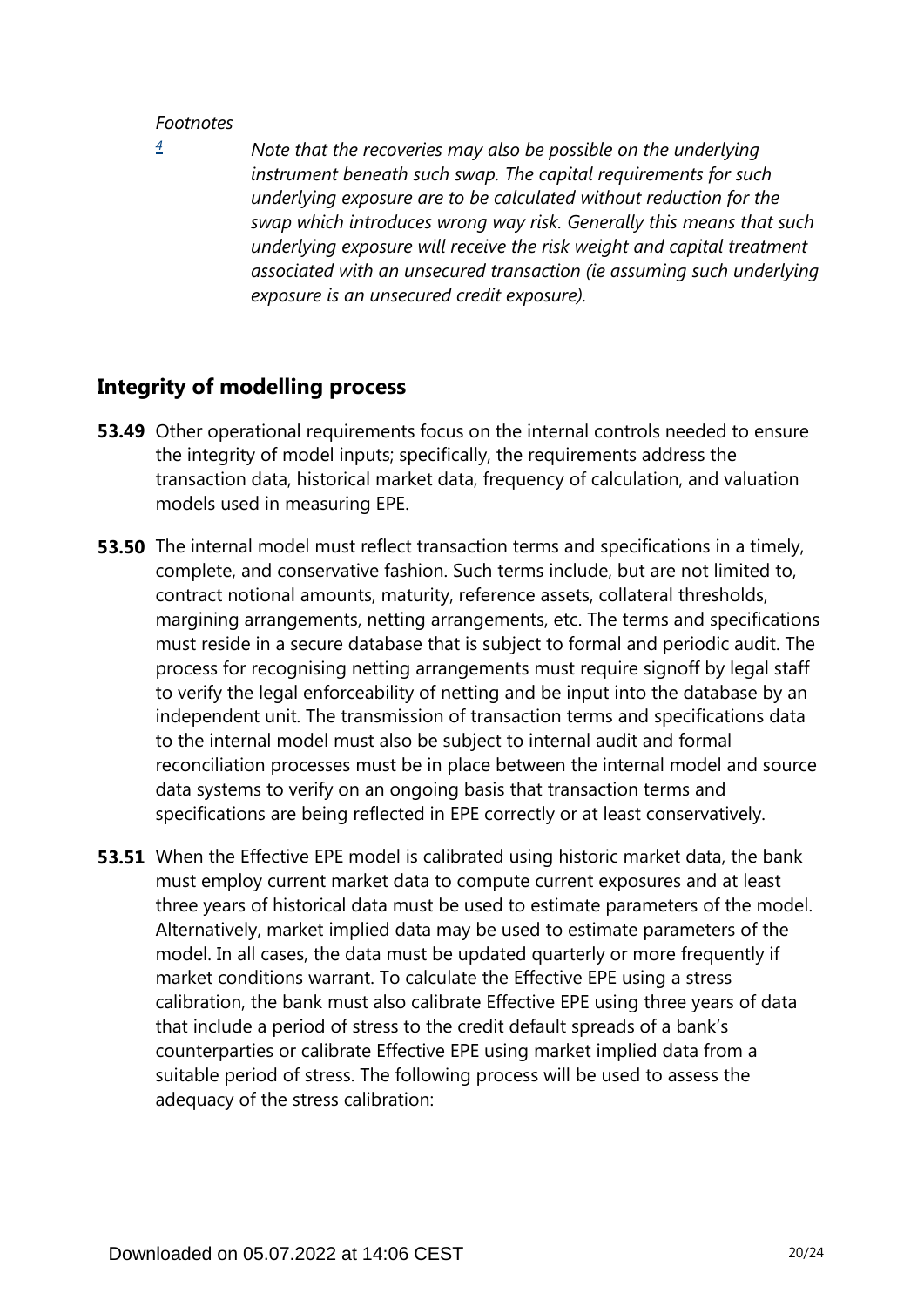*Footnotes*

[4] *Note that the recoveries may also be possible on the underlying instrument beneath such swap. The capital requirements for such underlying exposure are to be calculated without reduction for the swap which introduces wrong way risk. Generally this means that such underlying exposure will receive the risk weight and capital treatment associated with an unsecured transaction (ie assuming such underlying exposure is an unsecured credit exposure).*

## Integrity of modelling process

**53.49** Other operational requirements focus on the internal controls needed to ensure the integrity of model inputs; specifically, the requirements address the transaction data, historical market data, frequency of calculation, and valuation models used in measuring EPE.

**53.50** The internal model must reflect transaction terms and specifications in a timely, complete, and conservative fashion. Such terms include, but are not limited to, contract notional amounts, maturity, reference assets, collateral thresholds, margining arrangements, netting arrangements, etc. The terms and specifications must reside in a secure database that is subject to formal and periodic audit. The process for recognising netting arrangements must require signoff by legal staff to verify the legal enforceability of netting and be input into the database by an independent unit. The transmission of transaction terms and specifications data to the internal model must also be subject to internal audit and formal reconciliation processes must be in place between the internal model and source data systems to verify on an ongoing basis that transaction terms and specifications are being reflected in EPE correctly or at least conservatively.

**53.51** When the Effective EPE model is calibrated using historic market data, the bank must employ current market data to compute current exposures and at least three years of historical data must be used to estimate parameters of the model. Alternatively, market implied data may be used to estimate parameters of the model. In all cases, the data must be updated quarterly or more frequently if market conditions warrant. To calculate the Effective EPE using a stress calibration, the bank must also calibrate Effective EPE using three years of data that include a period of stress to the credit default spreads of a bank's counterparties or calibrate Effective EPE using market implied data from a suitable period of stress. The following process will be used to assess the adequacy of the stress calibration: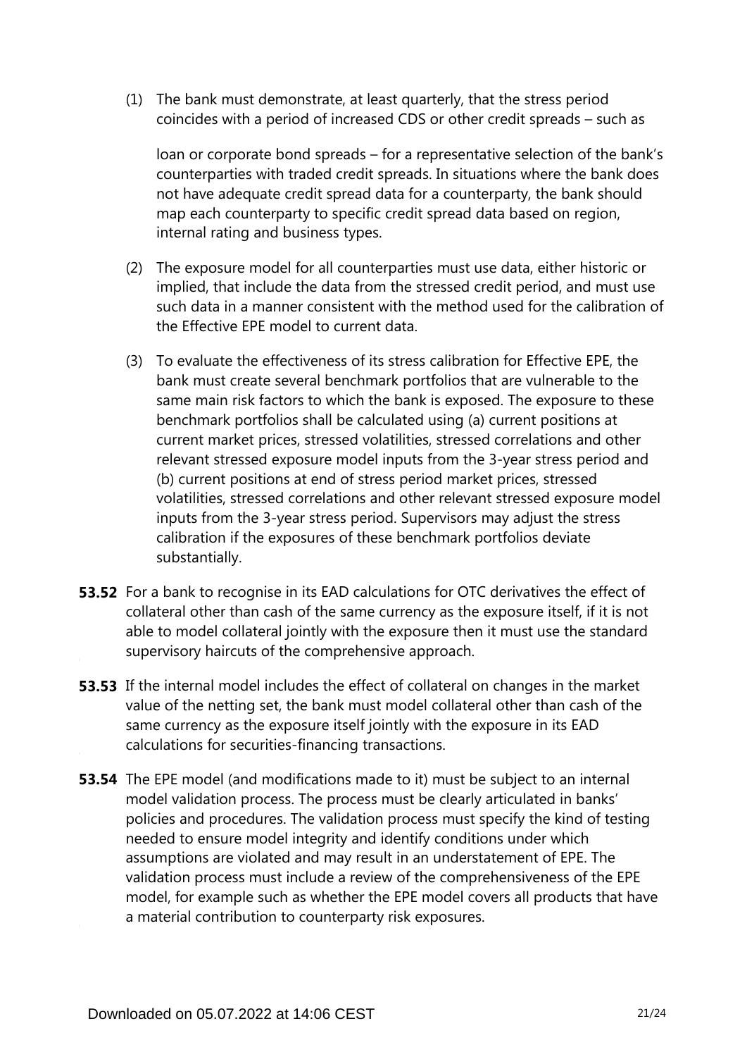(1) The bank must demonstrate, at least quarterly, that the stress period coincides with a period of increased CDS or other credit spreads – such as loan or corporate bond spreads – for a representative selection of the bank's counterparties with traded credit spreads. In situations where the bank does not have adequate credit spread data for a counterparty, the bank should map each counterparty to specific credit spread data based on region, internal rating and business types.

(2) The exposure model for all counterparties must use data, either historic or implied, that include the data from the stressed credit period, and must use such data in a manner consistent with the method used for the calibration of the Effective EPE model to current data.

(3) To evaluate the effectiveness of its stress calibration for Effective EPE, the bank must create several benchmark portfolios that are vulnerable to the same main risk factors to which the bank is exposed. The exposure to these benchmark portfolios shall be calculated using (a) current positions at current market prices, stressed volatilities, stressed correlations and other relevant stressed exposure model inputs from the 3-year stress period and (b) current positions at end of stress period market prices, stressed volatilities, stressed correlations and other relevant stressed exposure model inputs from the 3-year stress period. Supervisors may adjust the stress calibration if the exposures of these benchmark portfolios deviate substantially.

**53.52** For a bank to recognise in its EAD calculations for OTC derivatives the effect of collateral other than cash of the same currency as the exposure itself, if it is not able to model collateral jointly with the exposure then it must use the standard supervisory haircuts of the comprehensive approach.

**53.53** If the internal model includes the effect of collateral on changes in the market value of the netting set, the bank must model collateral other than cash of the same currency as the exposure itself jointly with the exposure in its EAD calculations for securities-financing transactions.

**53.54** The EPE model (and modifications made to it) must be subject to an internal model validation process. The process must be clearly articulated in banks' policies and procedures. The validation process must specify the kind of testing needed to ensure model integrity and identify conditions under which assumptions are violated and may result in an understatement of EPE. The validation process must include a review of the comprehensiveness of the EPE model, for example such as whether the EPE model covers all products that have a material contribution to counterparty risk exposures.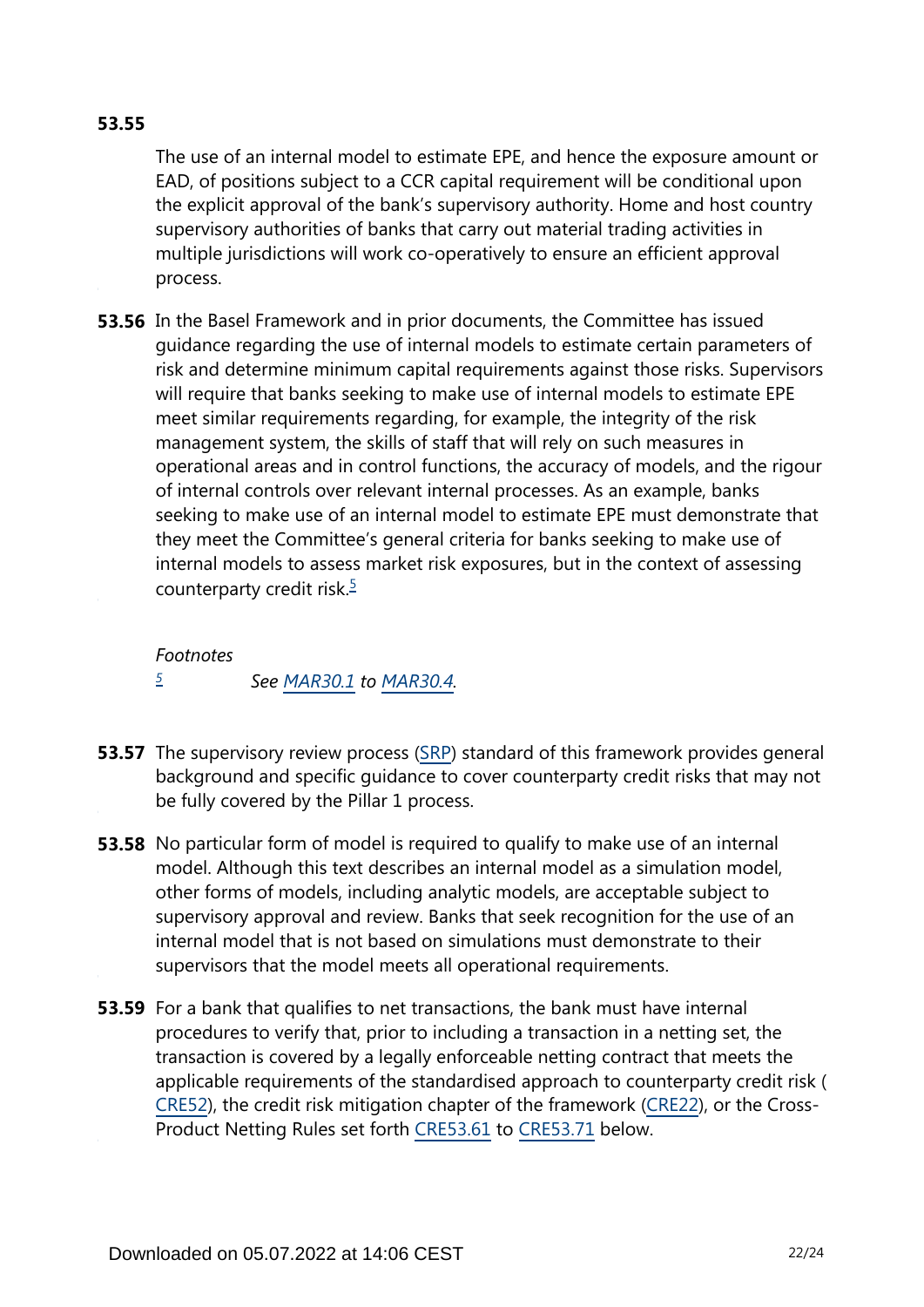**53.55** The use of an internal model to estimate EPE, and hence the exposure amount or EAD, of positions subject to a CCR capital requirement will be conditional upon the explicit approval of the bank's supervisory authority. Home and host country supervisory authorities of banks that carry out material trading activities in multiple jurisdictions will work co-operatively to ensure an efficient approval process.

**53.56** In the Basel Framework and in prior documents, the Committee has issued guidance regarding the use of internal models to estimate certain parameters of risk and determine minimum capital requirements against those risks. Supervisors will require that banks seeking to make use of internal models to estimate EPE meet similar requirements regarding, for example, the integrity of the risk management system, the skills of staff that will rely on such measures in operational areas and in control functions, the accuracy of models, and the rigour of internal controls over relevant internal processes. As an example, banks seeking to make use of an internal model to estimate EPE must demonstrate that they meet the Committee's general criteria for banks seeking to make use of internal models to assess market risk exposures, but in the context of assessing counterparty credit risk.[5]

*Footnotes*

[5] *See MAR30.1 to MAR30.4.*

**53.57** The supervisory review process (SRP) standard of this framework provides general background and specific guidance to cover counterparty credit risks that may not be fully covered by the Pillar 1 process.

**53.58** No particular form of model is required to qualify to make use of an internal model. Although this text describes an internal model as a simulation model, other forms of models, including analytic models, are acceptable subject to supervisory approval and review. Banks that seek recognition for the use of an internal model that is not based on simulations must demonstrate to their supervisors that the model meets all operational requirements.

**53.59** For a bank that qualifies to net transactions, the bank must have internal procedures to verify that, prior to including a transaction in a netting set, the transaction is covered by a legally enforceable netting contract that meets the applicable requirements of the standardised approach to counterparty credit risk (CRE52), the credit risk mitigation chapter of the framework (CRE22), or the Cross-Product Netting Rules set forth CRE53.61 to CRE53.71 below.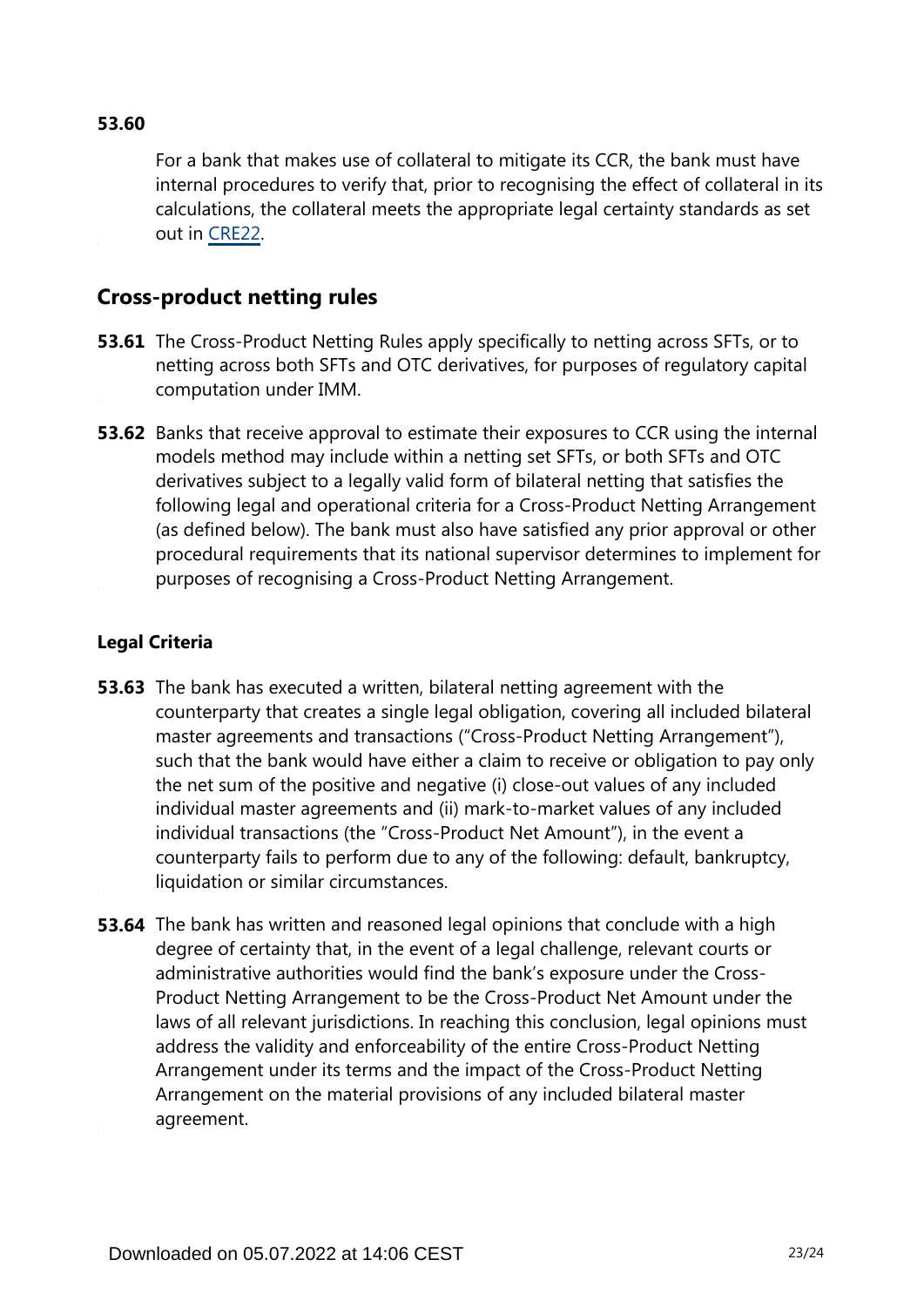**53.60**

For a bank that makes use of collateral to mitigate its CCR, the bank must have internal procedures to verify that, prior to recognising the effect of collateral in its calculations, the collateral meets the appropriate legal certainty standards as set out in CRE22.

## Cross-product netting rules

**53.61** The Cross-Product Netting Rules apply specifically to netting across SFTs, or to netting across both SFTs and OTC derivatives, for purposes of regulatory capital computation under IMM.

**53.62** Banks that receive approval to estimate their exposures to CCR using the internal models method may include within a netting set SFTs, or both SFTs and OTC derivatives subject to a legally valid form of bilateral netting that satisfies the following legal and operational criteria for a Cross-Product Netting Arrangement (as defined below). The bank must also have satisfied any prior approval or other procedural requirements that its national supervisor determines to implement for purposes of recognising a Cross-Product Netting Arrangement.

### Legal Criteria

**53.63** The bank has executed a written, bilateral netting agreement with the counterparty that creates a single legal obligation, covering all included bilateral master agreements and transactions ("Cross-Product Netting Arrangement"), such that the bank would have either a claim to receive or obligation to pay only the net sum of the positive and negative (i) close-out values of any included individual master agreements and (ii) mark-to-market values of any included individual transactions (the "Cross-Product Net Amount"), in the event a counterparty fails to perform due to any of the following: default, bankruptcy, liquidation or similar circumstances.

**53.64** The bank has written and reasoned legal opinions that conclude with a high degree of certainty that, in the event of a legal challenge, relevant courts or administrative authorities would find the bank's exposure under the Cross-Product Netting Arrangement to be the Cross-Product Net Amount under the laws of all relevant jurisdictions. In reaching this conclusion, legal opinions must address the validity and enforceability of the entire Cross-Product Netting Arrangement under its terms and the impact of the Cross-Product Netting Arrangement on the material provisions of any included bilateral master agreement.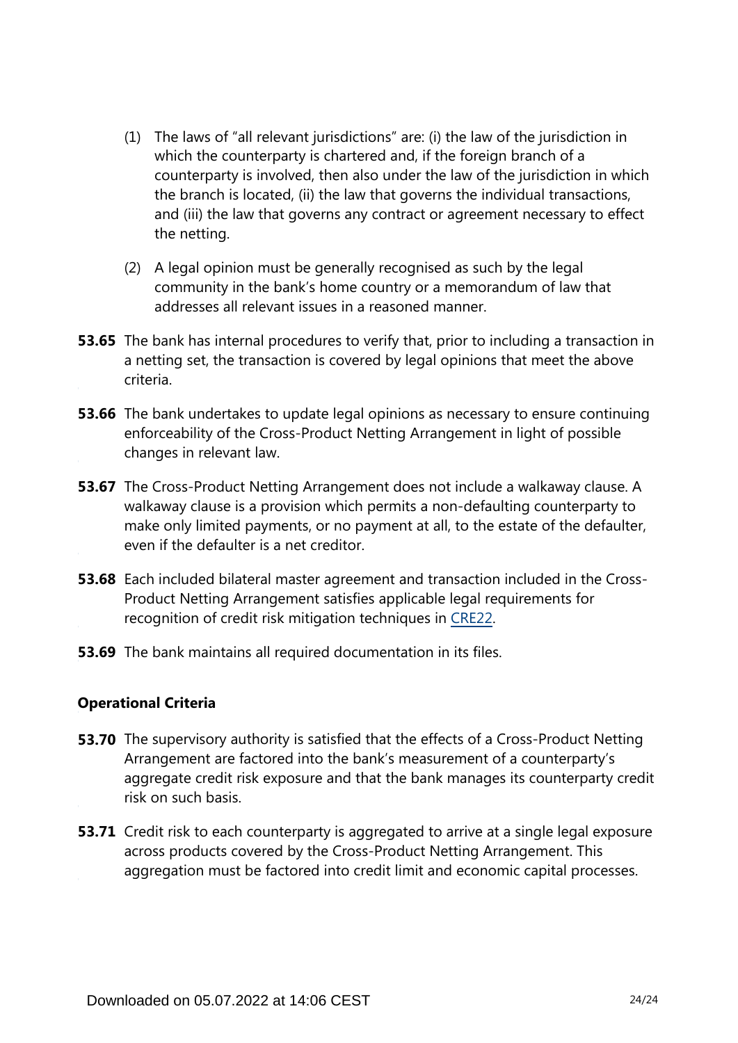(1) The laws of "all relevant jurisdictions" are: (i) the law of the jurisdiction in which the counterparty is chartered and, if the foreign branch of a counterparty is involved, then also under the law of the jurisdiction in which the branch is located, (ii) the law that governs the individual transactions, and (iii) the law that governs any contract or agreement necessary to effect the netting.

(2) A legal opinion must be generally recognised as such by the legal community in the bank's home country or a memorandum of law that addresses all relevant issues in a reasoned manner.

**53.65** The bank has internal procedures to verify that, prior to including a transaction in a netting set, the transaction is covered by legal opinions that meet the above criteria.

**53.66** The bank undertakes to update legal opinions as necessary to ensure continuing enforceability of the Cross-Product Netting Arrangement in light of possible changes in relevant law.

**53.67** The Cross-Product Netting Arrangement does not include a walkaway clause. A walkaway clause is a provision which permits a non-defaulting counterparty to make only limited payments, or no payment at all, to the estate of the defaulter, even if the defaulter is a net creditor.

**53.68** Each included bilateral master agreement and transaction included in the Cross-Product Netting Arrangement satisfies applicable legal requirements for recognition of credit risk mitigation techniques in CRE22.

**53.69** The bank maintains all required documentation in its files.

### Operational Criteria

**53.70** The supervisory authority is satisfied that the effects of a Cross-Product Netting Arrangement are factored into the bank's measurement of a counterparty's aggregate credit risk exposure and that the bank manages its counterparty credit risk on such basis.

**53.71** Credit risk to each counterparty is aggregated to arrive at a single legal exposure across products covered by the Cross-Product Netting Arrangement. This aggregation must be factored into credit limit and economic capital processes.